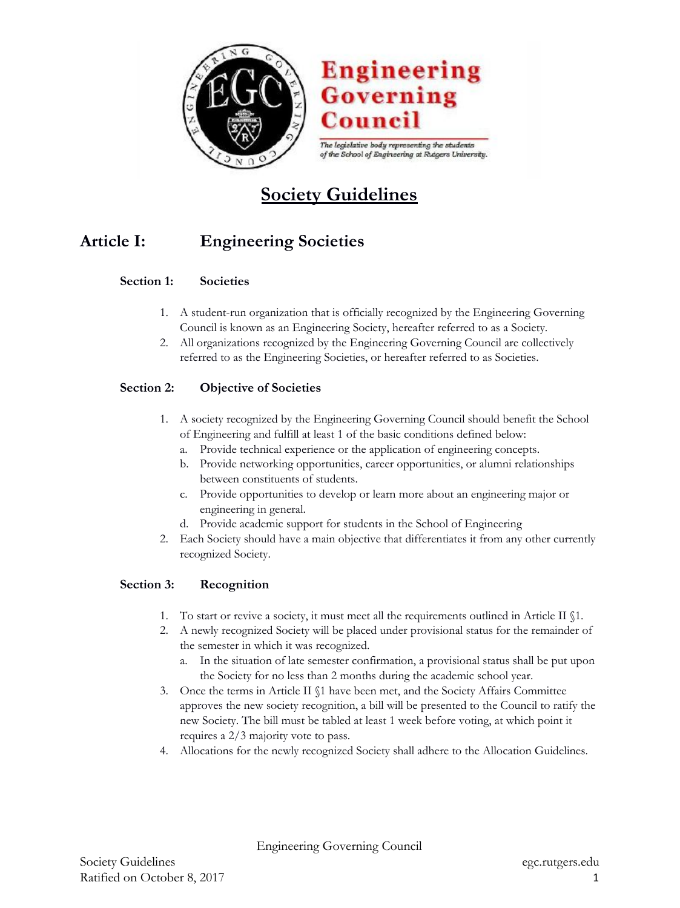# Society Guidelines

## Article I: Engineering Societies

### Section 1: Societies

1. A student-run organization that is officially recognized by the Engineering Governing Council is known as an Engineering Society, hereafter referred to as a Society.
2. All organizations recognized by the Engineering Governing Council are collectively referred to as the Engineering Societies, or hereafter referred to as Societies.

### Section 2: Objective of Societies

1. A society recognized by the Engineering Governing Council should benefit the School of Engineering and fulfill at least 1 of the basic conditions defined below:
   a. Provide technical experience or the application of engineering concepts.
   b. Provide networking opportunities, career opportunities, or alumni relationships between constituents of students.
   c. Provide opportunities to develop or learn more about an engineering major or engineering in general.
   d. Provide academic support for students in the School of Engineering
2. Each Society should have a main objective that differentiates it from any other currently recognized Society.

### Section 3: Recognition

1. To start or revive a society, it must meet all the requirements outlined in Article II §1.
2. A newly recognized Society will be placed under provisional status for the remainder of the semester in which it was recognized.
   a. In the situation of late semester confirmation, a provisional status shall be put upon the Society for no less than 2 months during the academic school year.
3. Once the terms in Article II §1 have been met, and the Society Affairs Committee approves the new society recognition, a bill will be presented to the Council to ratify the new Society. The bill must be tabled at least 1 week before voting, at which point it requires a 2/3 majority vote to pass.
4. Allocations for the newly recognized Society shall adhere to the Allocation Guidelines.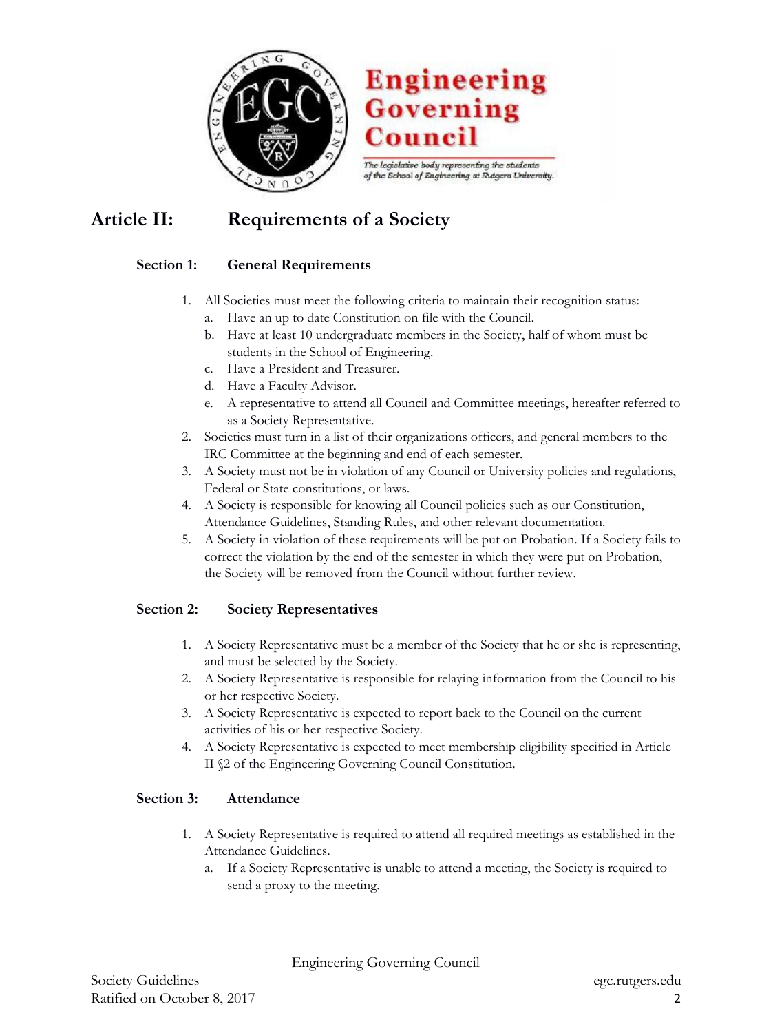# Article II: Requirements of a Society

## Section 1: General Requirements

1. All Societies must meet the following criteria to maintain their recognition status:
   a. Have an up to date Constitution on file with the Council.
   b. Have at least 10 undergraduate members in the Society, half of whom must be students in the School of Engineering.
   c. Have a President and Treasurer.
   d. Have a Faculty Advisor.
   e. A representative to attend all Council and Committee meetings, hereafter referred to as a Society Representative.
2. Societies must turn in a list of their organizations officers, and general members to the IRC Committee at the beginning and end of each semester.
3. A Society must not be in violation of any Council or University policies and regulations, Federal or State constitutions, or laws.
4. A Society is responsible for knowing all Council policies such as our Constitution, Attendance Guidelines, Standing Rules, and other relevant documentation.
5. A Society in violation of these requirements will be put on Probation. If a Society fails to correct the violation by the end of the semester in which they were put on Probation, the Society will be removed from the Council without further review.

## Section 2: Society Representatives

1. A Society Representative must be a member of the Society that he or she is representing, and must be selected by the Society.
2. A Society Representative is responsible for relaying information from the Council to his or her respective Society.
3. A Society Representative is expected to report back to the Council on the current activities of his or her respective Society.
4. A Society Representative is expected to meet membership eligibility specified in Article II §2 of the Engineering Governing Council Constitution.

## Section 3: Attendance

1. A Society Representative is required to attend all required meetings as established in the Attendance Guidelines.
   a. If a Society Representative is unable to attend a meeting, the Society is required to send a proxy to the meeting.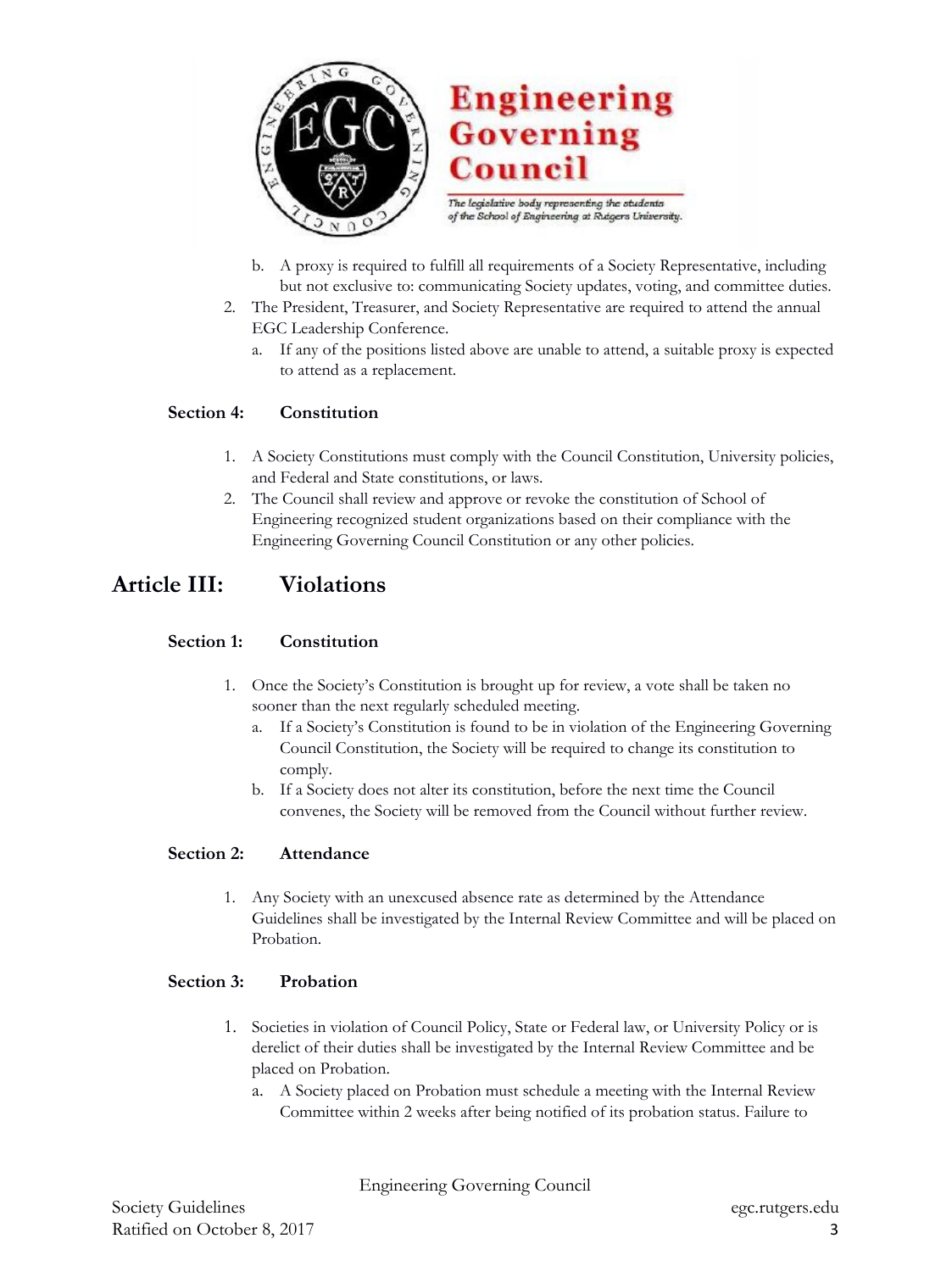b. A proxy is required to fulfill all requirements of a Society Representative, including but not exclusive to: communicating Society updates, voting, and committee duties.

2. The President, Treasurer, and Society Representative are required to attend the annual EGC Leadership Conference.
   a. If any of the positions listed above are unable to attend, a suitable proxy is expected to attend as a replacement.

### Section 4: Constitution

1. A Society Constitutions must comply with the Council Constitution, University policies, and Federal and State constitutions, or laws.
2. The Council shall review and approve or revoke the constitution of School of Engineering recognized student organizations based on their compliance with the Engineering Governing Council Constitution or any other policies.

## Article III: Violations

### Section 1: Constitution

1. Once the Society's Constitution is brought up for review, a vote shall be taken no sooner than the next regularly scheduled meeting.
   a. If a Society's Constitution is found to be in violation of the Engineering Governing Council Constitution, the Society will be required to change its constitution to comply.
   b. If a Society does not alter its constitution, before the next time the Council convenes, the Society will be removed from the Council without further review.

### Section 2: Attendance

1. Any Society with an unexcused absence rate as determined by the Attendance Guidelines shall be investigated by the Internal Review Committee and will be placed on Probation.

### Section 3: Probation

1. Societies in violation of Council Policy, State or Federal law, or University Policy or is derelict of their duties shall be investigated by the Internal Review Committee and be placed on Probation.
   a. A Society placed on Probation must schedule a meeting with the Internal Review Committee within 2 weeks after being notified of its probation status. Failure to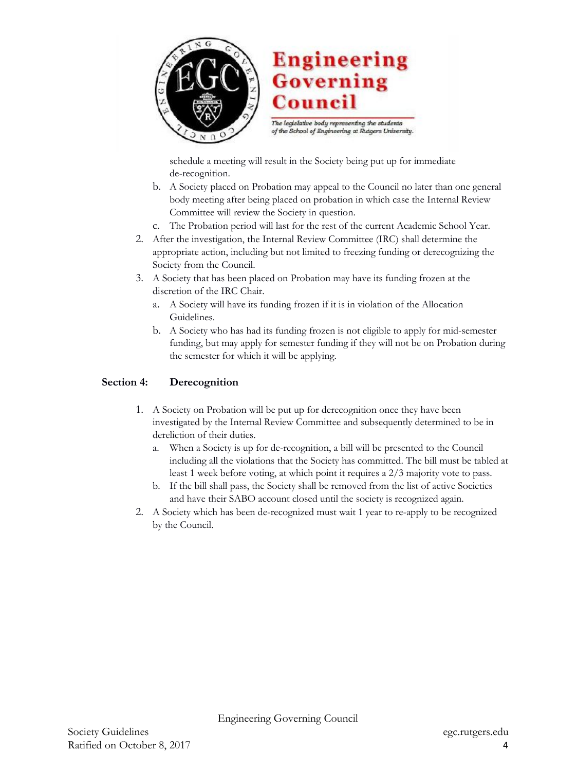schedule a meeting will result in the Society being put up for immediate de-recognition.

   b. A Society placed on Probation may appeal to the Council no later than one general body meeting after being placed on probation in which case the Internal Review Committee will review the Society in question.
   c. The Probation period will last for the rest of the current Academic School Year.

2. After the investigation, the Internal Review Committee (IRC) shall determine the appropriate action, including but not limited to freezing funding or derecognizing the Society from the Council.
3. A Society that has been placed on Probation may have its funding frozen at the discretion of the IRC Chair.
   a. A Society will have its funding frozen if it is in violation of the Allocation Guidelines.
   b. A Society who has had its funding frozen is not eligible to apply for mid-semester funding, but may apply for semester funding if they will not be on Probation during the semester for which it will be applying.

### Section 4: Derecognition

1. A Society on Probation will be put up for derecognition once they have been investigated by the Internal Review Committee and subsequently determined to be in dereliction of their duties.
   a. When a Society is up for de-recognition, a bill will be presented to the Council including all the violations that the Society has committed. The bill must be tabled at least 1 week before voting, at which point it requires a 2/3 majority vote to pass.
   b. If the bill shall pass, the Society shall be removed from the list of active Societies and have their SABO account closed until the society is recognized again.
2. A Society which has been de-recognized must wait 1 year to re-apply to be recognized by the Council.